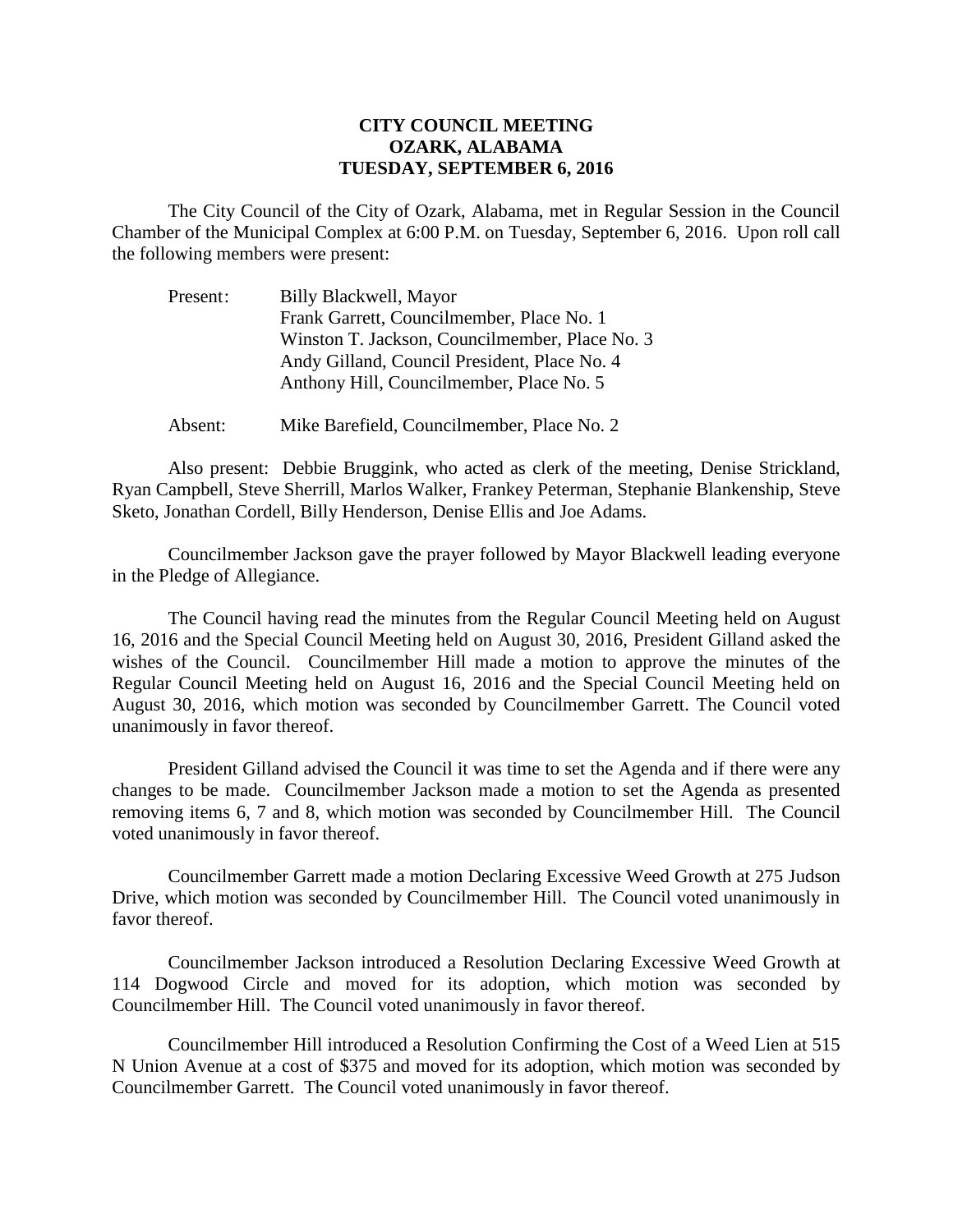# CITY COUNCIL MEETING
# OZARK, ALABAMA
# TUESDAY, SEPTEMBER 6, 2016

The City Council of the City of Ozark, Alabama, met in Regular Session in the Council Chamber of the Municipal Complex at 6:00 P.M. on Tuesday, September 6, 2016. Upon roll call the following members were present:

Present: Billy Blackwell, Mayor
Frank Garrett, Councilmember, Place No. 1
Winston T. Jackson, Councilmember, Place No. 3
Andy Gilland, Council President, Place No. 4
Anthony Hill, Councilmember, Place No. 5

Absent: Mike Barefield, Councilmember, Place No. 2

Also present: Debbie Bruggink, who acted as clerk of the meeting, Denise Strickland, Ryan Campbell, Steve Sherrill, Marlos Walker, Frankey Peterman, Stephanie Blankenship, Steve Sketo, Jonathan Cordell, Billy Henderson, Denise Ellis and Joe Adams.

Councilmember Jackson gave the prayer followed by Mayor Blackwell leading everyone in the Pledge of Allegiance.

The Council having read the minutes from the Regular Council Meeting held on August 16, 2016 and the Special Council Meeting held on August 30, 2016, President Gilland asked the wishes of the Council. Councilmember Hill made a motion to approve the minutes of the Regular Council Meeting held on August 16, 2016 and the Special Council Meeting held on August 30, 2016, which motion was seconded by Councilmember Garrett. The Council voted unanimously in favor thereof.

President Gilland advised the Council it was time to set the Agenda and if there were any changes to be made. Councilmember Jackson made a motion to set the Agenda as presented removing items 6, 7 and 8, which motion was seconded by Councilmember Hill. The Council voted unanimously in favor thereof.

Councilmember Garrett made a motion Declaring Excessive Weed Growth at 275 Judson Drive, which motion was seconded by Councilmember Hill. The Council voted unanimously in favor thereof.

Councilmember Jackson introduced a Resolution Declaring Excessive Weed Growth at 114 Dogwood Circle and moved for its adoption, which motion was seconded by Councilmember Hill. The Council voted unanimously in favor thereof.

Councilmember Hill introduced a Resolution Confirming the Cost of a Weed Lien at 515 N Union Avenue at a cost of $375 and moved for its adoption, which motion was seconded by Councilmember Garrett. The Council voted unanimously in favor thereof.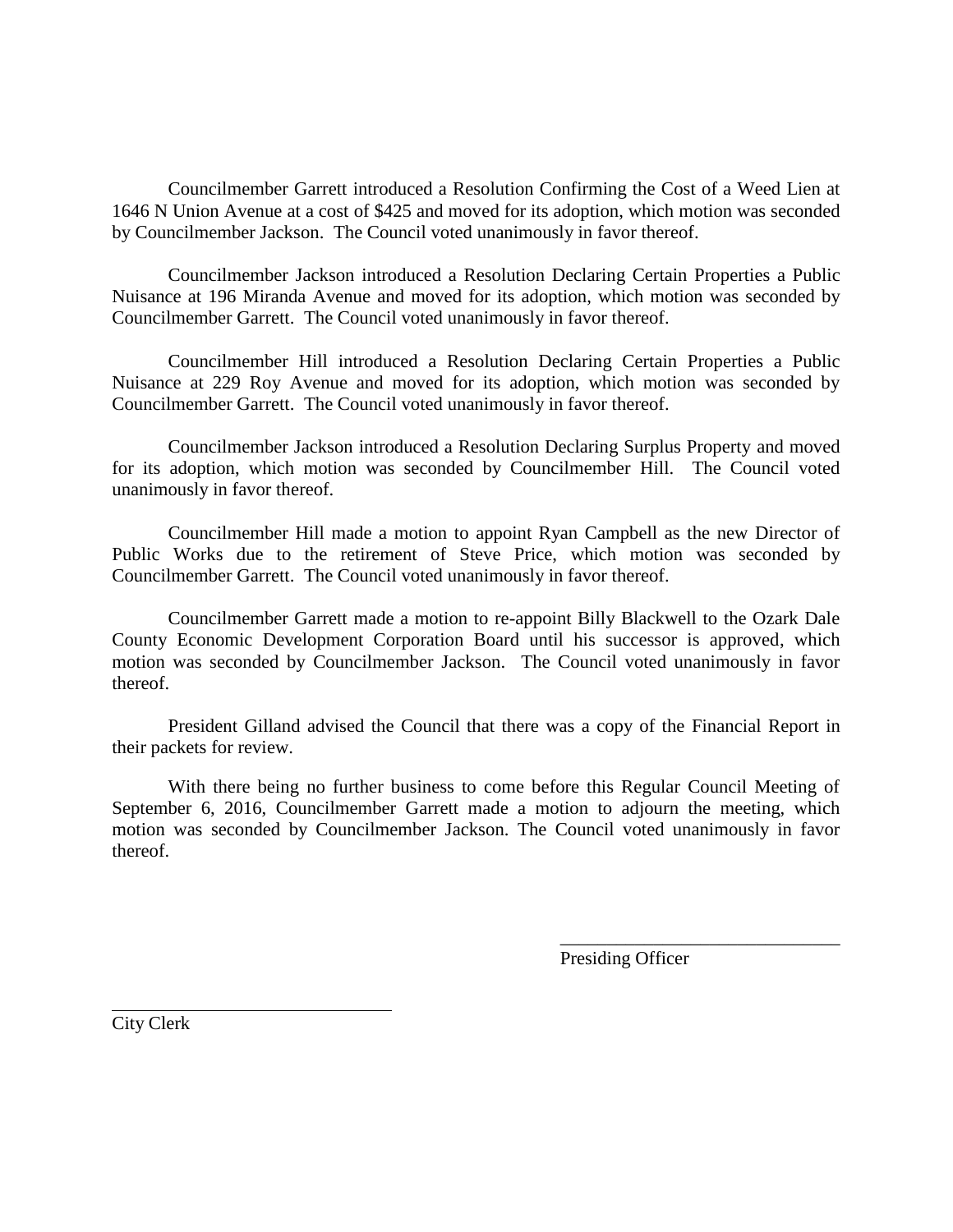Councilmember Garrett introduced a Resolution Confirming the Cost of a Weed Lien at 1646 N Union Avenue at a cost of $425 and moved for its adoption, which motion was seconded by Councilmember Jackson. The Council voted unanimously in favor thereof.

Councilmember Jackson introduced a Resolution Declaring Certain Properties a Public Nuisance at 196 Miranda Avenue and moved for its adoption, which motion was seconded by Councilmember Garrett. The Council voted unanimously in favor thereof.

Councilmember Hill introduced a Resolution Declaring Certain Properties a Public Nuisance at 229 Roy Avenue and moved for its adoption, which motion was seconded by Councilmember Garrett. The Council voted unanimously in favor thereof.

Councilmember Jackson introduced a Resolution Declaring Surplus Property and moved for its adoption, which motion was seconded by Councilmember Hill. The Council voted unanimously in favor thereof.

Councilmember Hill made a motion to appoint Ryan Campbell as the new Director of Public Works due to the retirement of Steve Price, which motion was seconded by Councilmember Garrett. The Council voted unanimously in favor thereof.

Councilmember Garrett made a motion to re-appoint Billy Blackwell to the Ozark Dale County Economic Development Corporation Board until his successor is approved, which motion was seconded by Councilmember Jackson. The Council voted unanimously in favor thereof.

President Gilland advised the Council that there was a copy of the Financial Report in their packets for review.

With there being no further business to come before this Regular Council Meeting of September 6, 2016, Councilmember Garrett made a motion to adjourn the meeting, which motion was seconded by Councilmember Jackson. The Council voted unanimously in favor thereof.

\_\_\_\_\_\_\_\_\_\_\_\_\_\_\_\_\_\_\_\_\_\_\_\_\_\_\_\_\_\_\_\_

Presiding Officer

\_\_\_\_\_\_\_\_\_\_\_\_\_\_\_\_\_\_\_\_\_\_\_\_\_\_\_\_\_\_\_\_

City Clerk